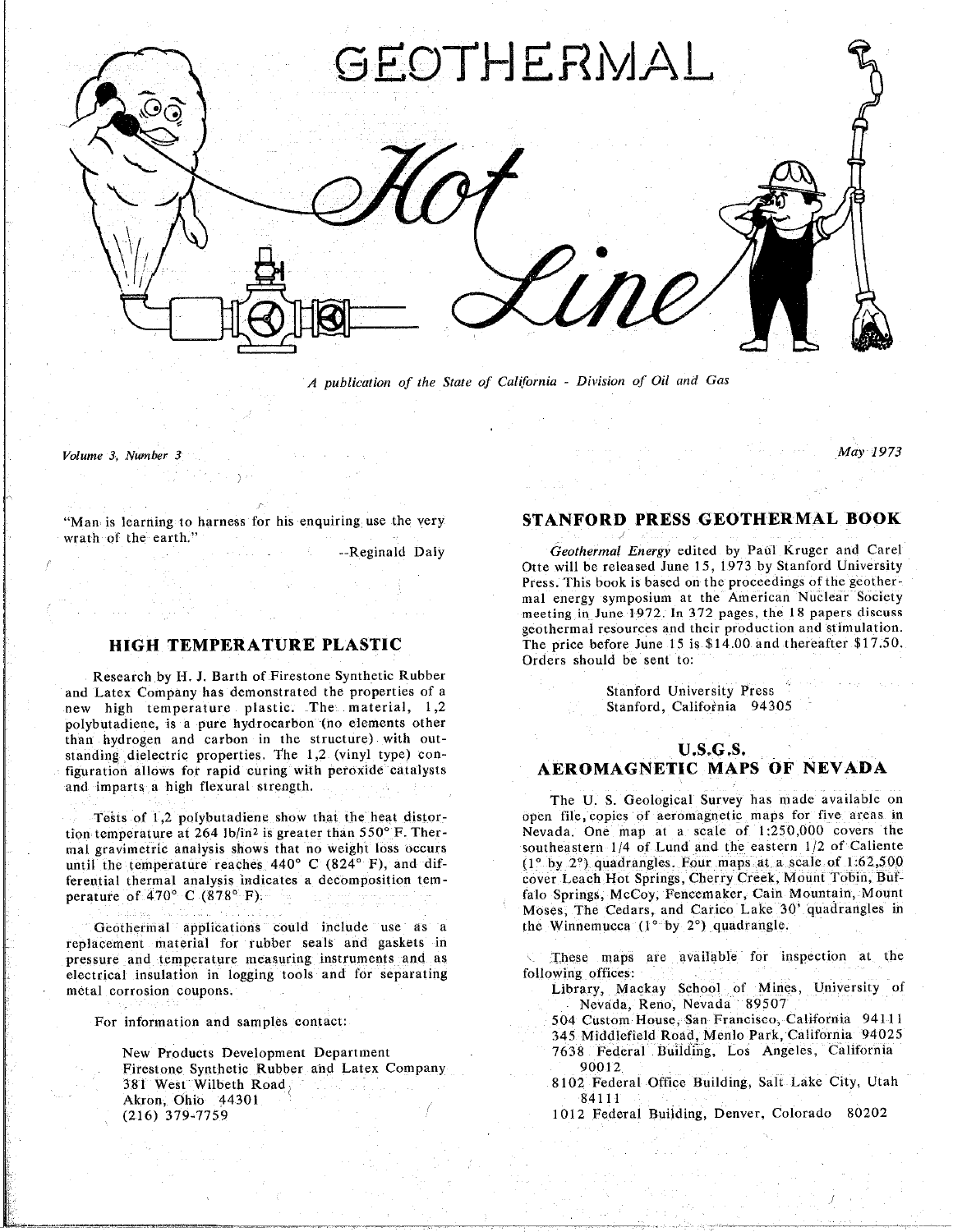# GEOTHERMAL Hot Line

*A publication of the State of California - Division of Oil and Gas*

*Volume 3, Number 3* *May 1973*

"Man is learning to harness for his enquiring use the very wrath of the earth."

--Reginald Daly

## HIGH TEMPERATURE PLASTIC

Research by H. J. Barth of Firestone Synthetic Rubber and Latex Company has demonstrated the properties of a new high temperature plastic. The material, 1,2 polybutadiene, is a pure hydrocarbon (no elements other than hydrogen and carbon in the structure) with outstanding dielectric properties. The 1,2 (vinyl type) configuration allows for rapid curing with peroxide catalysts and imparts a high flexural strength.

Tests of 1,2 polybutadiene show that the heat distortion temperature at 264 $lb/in^2$ is greater than 550° F. Thermal gravimetric analysis shows that no weight loss occurs until the temperature reaches 440° C (824° F), and differential thermal analysis indicates a decomposition temperature of 470° C (878° F).

Geothermal applications could include use as a replacement material for rubber seals and gaskets in pressure and temperature measuring instruments and as electrical insulation in logging tools and for separating metal corrosion coupons.

For information and samples contact:

> New Products Development Department
> Firestone Synthetic Rubber and Latex Company
> 381 West Wilbeth Road
> Akron, Ohio 44301
> (216) 379-7759

## STANFORD PRESS GEOTHERMAL BOOK

*Geothermal Energy* edited by Paul Kruger and Carel Otte will be released June 15, 1973 by Stanford University Press. This book is based on the proceedings of the geothermal energy symposium at the American Nuclear Society meeting in June 1972. In 372 pages, the 18 papers discuss geothermal resources and their production and stimulation. The price before June 15 is $14.00 and thereafter $17.50. Orders should be sent to:

> Stanford University Press
> Stanford, California 94305

## U.S.G.S. AEROMAGNETIC MAPS OF NEVADA

The U. S. Geological Survey has made available on open file, copies of aeromagnetic maps for five areas in Nevada. One map at a scale of 1:250,000 covers the southeastern 1/4 of Lund and the eastern 1/2 of Caliente (1° by 2°) quadrangles. Four maps at a scale of 1:62,500 cover Leach Hot Springs, Cherry Creek, Mount Tobin, Buffalo Springs, McCoy, Fencemaker, Cain Mountain, Mount Moses, The Cedars, and Carico Lake 30' quadrangles in the Winnemucca (1° by 2°) quadrangle.

These maps are available for inspection at the following offices:

- Library, Mackay School of Mines, University of Nevada, Reno, Nevada 89507
- 504 Custom House, San Francisco, California 94111
- 345 Middlefield Road, Menlo Park, California 94025
- 7638 Federal Building, Los Angeles, California 90012
- 8102 Federal Office Building, Salt Lake City, Utah 84111
- 1012 Federal Building, Denver, Colorado 80202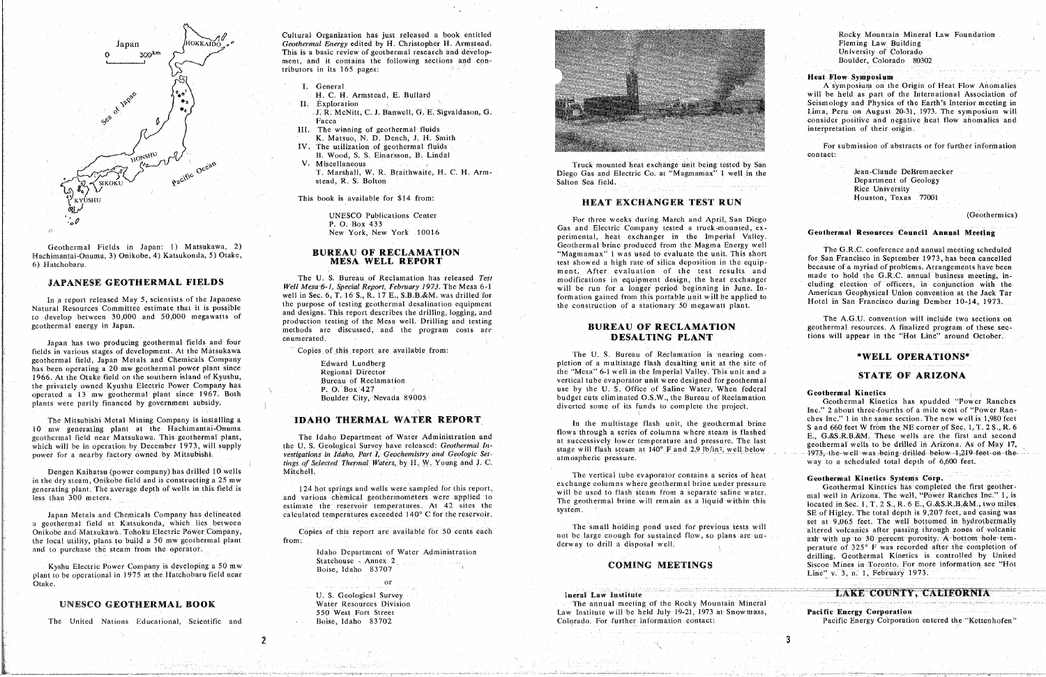Geothermal Fields in Japan: 1) Matsukawa, 2) Hachimantai-Onuma, 3) Onikobe, 4) Katsukonda, 5) Otake, 6) Hatchobaru.

## JAPANESE GEOTHERMAL FIELDS

In a report released May 5, scientists of the Japanese Natural Resources Committee estimate that it is possible to develop between 30,000 and 50,000 megawatts of geothermal energy in Japan.

Japan has two producing geothermal fields and four fields in various stages of development. At the Matsukawa geothermal field, Japan Metals and Chemicals Company has been operating a 20 mw geothermal power plant since 1966. At the Otake field on the southern island of Kyushu, the privately owned Kyushu Electric Power Company has operated a 13 mw geothermal plant since 1967. Both plants were partly financed by government subsidy.

The Mitsubishi Metal Mining Company is installing a 10 mw generating plant at the Hachimantai-Onuma geothermal field near Matsukawa. This geothermal plant, which will be in operation by December 1973, will supply power for a nearby factory owned by Mitsubishi.

Dengen Kaihatsu (power company) has drilled 10 wells in the dry steam, Onikobe field and is constructing a 25 mw generating plant. The average depth of wells in this field is less than 300 meters.

Japan Metals and Chemicals Company has delineated a geothermal field at Katsukonda, which lies between Onikobe and Matsukawa. Tohoku Electric Power Company, the local utility, plans to build a 50 mw geothermal plant and to purchase the steam from the operator.

Kyshu Electric Power Company is developing a 50 mw plant to be operational in 1975 at the Hatchobaru field near Otake.

## UNESCO GEOTHERMAL BOOK

The United Nations Educational, Scientific and Cultural Organization has just released a book entitled *Geothermal Energy* edited by H. Christopher H. Armstead. This is a basic review of geothermal research and development, and it contains the following sections and contributors in its 165 pages:

- I. General
  H. C. H. Armstead, E. Bullard
- II. Exploration
  J. R. McNitt, C. J. Banwell, G. E. Sigvaldason, G. Facca
- III. The winning of geothermal fluids
  K. Matsuo, N. D. Dench, J. H. Smith
- IV. The utilization of geothermal fluids
  B. Wood, S. S. Einarsson, B. Lindal
- V. Miscellaneous
  T. Marshall, W. R. Braithwaite, H. C. H. Armstead, R. S. Bolton

This book is available for $14 from:

UNESCO Publications Center
P. O. Box 433
New York, New York 10016

## BUREAU OF RECLAMATION MESA WELL REPORT

The U. S. Bureau of Reclamation has released *Test Well Mesa 6-1, Special Report, February 1973*. The Mesa 6-1 well in Sec. 6, T. 16 S., R. 17 E., S.B.B.&M. was drilled for the purpose of testing geothermal desalination equipment and designs. This report describes the drilling, logging, and production testing of the Mesa well. Drilling and testing methods are discussed, and the program costs are enumerated.

Copies of this report are available from:

Edward Lundberg
Regional Director
Bureau of Reclamation
P. O. Box 427
Boulder City, Nevada 89005

## IDAHO THERMAL WATER REPORT

The Idaho Department of Water Administration and the U. S. Geological Survey have released: *Geothermal Investigations in Idaho, Part I, Geochemistry and Geologic Settings of Selected Thermal Waters*, by H. W. Young and J. C. Mitchell.

124 hot springs and wells were sampled for this report, and various chemical geothermometers were applied to estimate the reservoir temperatures. At 42 sites the calculated temperatures exceeded 140° C for the reservoir.

Copies of this report are available for 50 cents each from:

Idaho Department of Water Administration
Statehouse - Annex 2
Boise, Idaho 83707

or

U. S. Geological Survey
Water Resources Division
550 West Fort Street
Boise, Idaho 83702

Truck mounted heat exchange unit being tested by San Diego Gas and Electric Co. at "Magmamax" 1 well in the Salton Sea field.

## HEAT EXCHANGER TEST RUN

For three weeks during March and April, San Diego Gas and Electric Company tested a truck-mounted, experimental, heat exchanger in the Imperial Valley. Geothermal brine produced from the Magma Energy well "Magmamax" 1 was used to evaluate the unit. This short test showed a high rate of silica deposition in the equipment. After evaluation of the test results and modifications in equipment design, the heat exchanger will be run for a longer period beginning in June. Information gained from this portable unit will be applied to the construction of a stationary 50 megawatt plant.

## BUREAU OF RECLAMATION DESALTING PLANT

The U. S. Bureau of Reclamation is nearing completion of a multistage flash desalting unit at the site of the "Mesa" 6-1 well in the Imperial Valley. This unit and a vertical tube evaporator unit were designed for geothermal use by the U. S. Office of Saline Water. When federal budget cuts eliminated O.S.W., the Bureau of Reclamation diverted some of its funds to complete the project.

In the multistage flash unit, the geothermal brine flows through a series of columns where steam is flashed at successively lower temperature and pressure. The last stage will flash steam at 140° F and 2.9 lb/in², well below atmospheric pressure.

The vertical tube evaporator contains a series of heat exchange columns where geothermal brine under pressure will be used to flash steam from a separate saline water. The geothermal brine will remain as a liquid within this system.

The small holding pond used for previous tests will not be large enough for sustained flow, so plans are underway to drill a disposal well.

## COMING MEETINGS

**Mineral Law Institute**

The annual meeting of the Rocky Mountain Mineral Law Institute will be held July 19-21, 1973 at Snowmass, Colorado. For further information contact:

Rocky Mountain Mineral Law Foundation
Fleming Law Building
University of Colorado
Boulder, Colorado 80302

**Heat Flow Symposium**

A symposium on the Origin of Heat Flow Anomalies will be held as part of the International Association of Seismology and Physics of the Earth's Interior meeting in Lima, Peru on August 20-31, 1973. The symposium will consider positive and negative heat flow anomalies and interpretation of their origin.

For submission of abstracts or for further information contact:

Jean-Claude DeBremaecker
Department of Geology
Rice University
Houston, Texas 77001

(Geothermics)

**Geothermal Resources Council Annual Meeting**

The G.R.C. conference and annual meeting scheduled for San Francisco in September 1973, has been cancelled because of a myriad of problems. Arrangements have been made to hold the G.R.C. annual business meeting, including election of officers, in conjunction with the American Geophysical Union convention at the Jack Tar Hotel in San Francisco during Dember 10-14, 1973.

The A.G.U. convention will include two sections on geothermal resources. A finalized program of these sections will appear in the "Hot Line" around October.

## *WELL OPERATIONS*

## STATE OF ARIZONA

**Geothermal Kinetics**

Geothermal Kinetics has spudded "Power Ranches Inc." 2 about three-fourths of a mile west of "Power Ranches Inc." 1 in the same section. The new well is 1,980 feet S and 660 feet W from the NE corner of Sec. 1, T. 2 S., R. 6 E., G.&S.R.B.&M. These wells are the first and second geothermal wells to be drilled in Arizona. As of May 17, ~~1973, the well was being drilled below 1,219 feet on the~~ way to a scheduled total depth of 6,600 feet.

**Geothermal Kinetics Systems Corp.**

Geothermal Kinetics has completed the first geothermal well in Arizona. The well, "Power Ranches Inc." 1, is located in Sec. 1, T. 2 S., R. 6 E., G.&S.R.B.&M., two miles SE of Higley. The total depth is 9,207 feet, and casing was set at 9,065 feet. The well bottomed in hydrothermally altered volcanics after passing through zones of volcanic ash with up to 30 percent porosity. A bottom hole temperature of 325° F was recorded after the completion of drilling. Geothermal Kinetics is controlled by United Siscoe Mines in Toronto. For more information see "Hot Line" v. 3, n. 1, February 1973.

## LAKE COUNTY, CALIFORNIA

**Pacific Energy Corporation**

Pacific Energy Corporation entered the "Kettenhofen"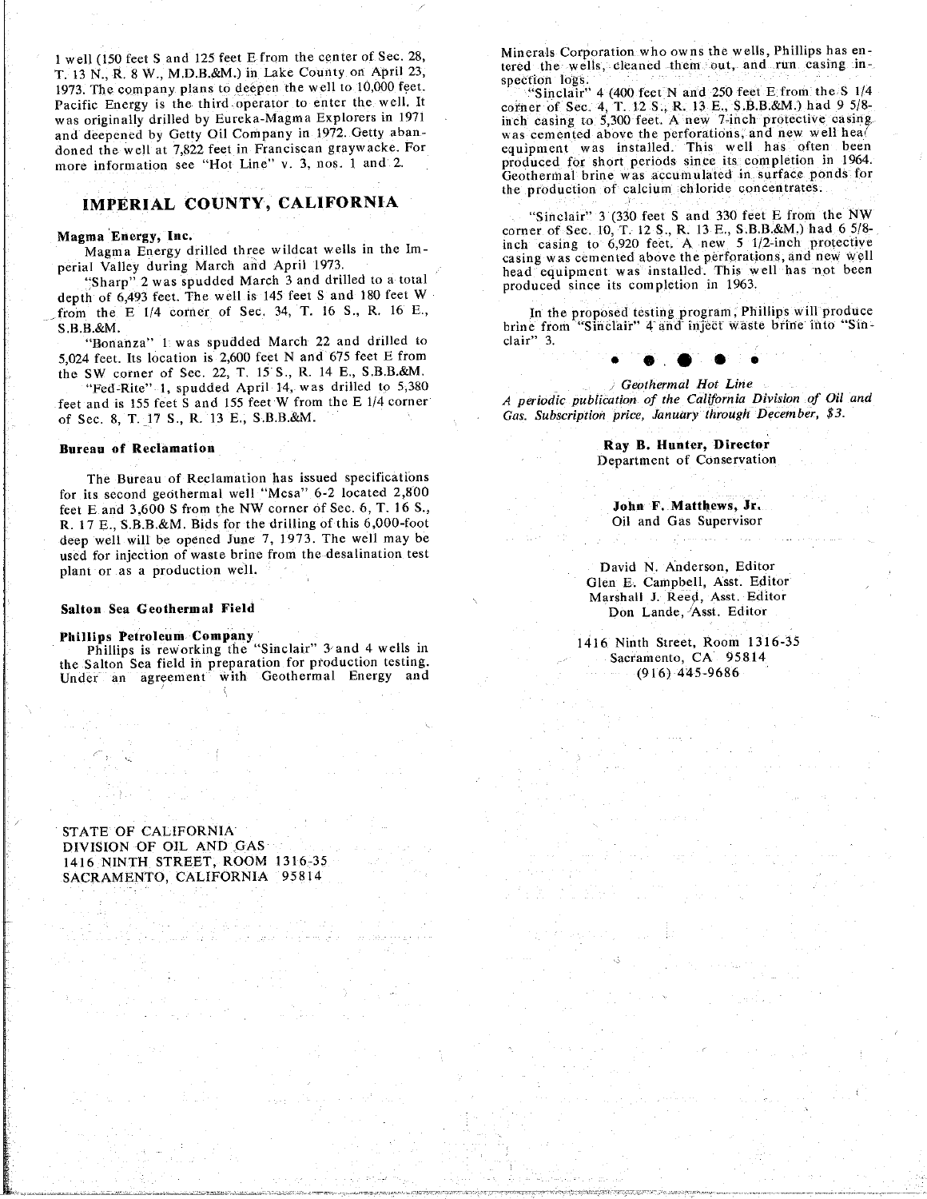1 well (150 feet S and 125 feet E from the center of Sec. 28, T. 13 N., R. 8 W., M.D.B.&M.) in Lake County on April 23, 1973. The company plans to deepen the well to 10,000 feet. Pacific Energy is the third operator to enter the well. It was originally drilled by Eureka-Magma Explorers in 1971 and deepened by Getty Oil Company in 1972. Getty abandoned the well at 7,822 feet in Franciscan graywacke. For more information see "Hot Line" v. 3, nos. 1 and 2.

## IMPERIAL COUNTY, CALIFORNIA

### Magma Energy, Inc.

Magma Energy drilled three wildcat wells in the Imperial Valley during March and April 1973.

"Sharp" 2 was spudded March 3 and drilled to a total depth of 6,493 feet. The well is 145 feet S and 180 feet W from the E 1/4 corner of Sec. 34, T. 16 S., R. 16 E., S.B.B.&M.

"Bonanza" 1 was spudded March 22 and drilled to 5,024 feet. Its location is 2,600 feet N and 675 feet E from the SW corner of Sec. 22, T. 15 S., R. 14 E., S.B.B.&M.

"Fed-Rite" 1, spudded April 14, was drilled to 5,380 feet and is 155 feet S and 155 feet W from the E 1/4 corner of Sec. 8, T. 17 S., R. 13 E., S.B.B.&M.

### Bureau of Reclamation

The Bureau of Reclamation has issued specifications for its second geothermal well "Mesa" 6-2 located 2,800 feet E and 3,600 S from the NW corner of Sec. 6, T. 16 S., R. 17 E., S.B.B.&M. Bids for the drilling of this 6,000-foot deep well will be opened June 7, 1973. The well may be used for injection of waste brine from the desalination test plant or as a production well.

### Salton Sea Geothermal Field

**Phillips Petroleum Company**

Phillips is reworking the "Sinclair" 3 and 4 wells in the Salton Sea field in preparation for production testing. Under an agreement with Geothermal Energy and Minerals Corporation who owns the wells, Phillips has entered the wells, cleaned them out, and run casing inspection logs.

"Sinclair" 4 (400 feet N and 250 feet E from the S 1/4 corner of Sec. 4, T. 12 S., R. 13 E., S.B.B.&M.) had 9 5/8-inch casing to 5,300 feet. A new 7-inch protective casing was cemented above the perforations, and new well head equipment was installed. This well has often been produced for short periods since its completion in 1964. Geothermal brine was accumulated in surface ponds for the production of calcium chloride concentrates.

"Sinclair" 3 (330 feet S and 330 feet E from the NW corner of Sec. 10, T. 12 S., R. 13 E., S.B.B.&M.) had 6 5/8-inch casing to 6,920 feet. A new 5 1/2-inch protective casing was cemented above the perforations, and new well head equipment was installed. This well has not been produced since its completion in 1963.

In the proposed testing program, Phillips will produce brine from "Sinclair" 4 and inject waste brine into "Sinclair" 3.

• • • • •

*Geothermal Hot Line*
*A periodic publication of the California Division of Oil and Gas. Subscription price, January through December, $3.*

**Ray B. Hunter, Director**
Department of Conservation

**John F. Matthews, Jr.**
Oil and Gas Supervisor

David N. Anderson, Editor
Glen E. Campbell, Asst. Editor
Marshall J. Reed, Asst. Editor
Don Lande, Asst. Editor

1416 Ninth Street, Room 1316-35
Sacramento, CA 95814
(916) 445-9686

STATE OF CALIFORNIA
DIVISION OF OIL AND GAS
1416 NINTH STREET, ROOM 1316-35
SACRAMENTO, CALIFORNIA 95814